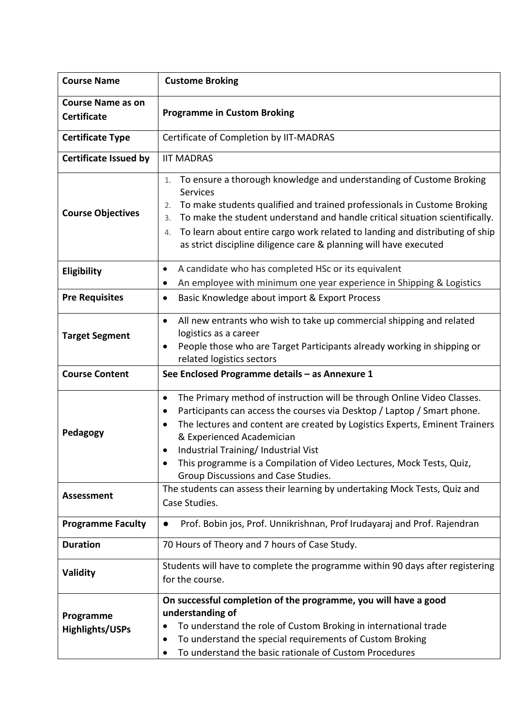| **Course Name** | **Custome Broking** |
| --- | --- |
| **Course Name as on Certificate** | **Programme in Custom Broking** |
| **Certificate Type** | Certificate of Completion by IIT-MADRAS |
| **Certificate Issued by** | IIT MADRAS |
| **Course Objectives** | 1. To ensure a thorough knowledge and understanding of Custome Broking Services<br>2. To make students qualified and trained professionals in Custome Broking<br>3. To make the student understand and handle critical situation scientifically.<br>4. To learn about entire cargo work related to landing and distributing of ship as strict discipline diligence care & planning will have executed |
| **Eligibility** | • A candidate who has completed HSc or its equivalent<br>• An employee with minimum one year experience in Shipping & Logistics |
| **Pre Requisites** | • Basic Knowledge about import & Export Process |
| **Target Segment** | • All new entrants who wish to take up commercial shipping and related logistics as a career<br>• People those who are Target Participants already working in shipping or related logistics sectors |
| **Course Content** | **See Enclosed Programme details – as Annexure 1** |
| **Pedagogy** | • The Primary method of instruction will be through Online Video Classes.<br>• Participants can access the courses via Desktop / Laptop / Smart phone.<br>• The lectures and content are created by Logistics Experts, Eminent Trainers & Experienced Academician<br>• Industrial Training/ Industrial Vist<br>• This programme is a Compilation of Video Lectures, Mock Tests, Quiz, Group Discussions and Case Studies. |
| **Assessment** | The students can assess their learning by undertaking Mock Tests, Quiz and Case Studies. |
| **Programme Faculty** | • Prof. Bobin jos, Prof. Unnikrishnan, Prof Irudayaraj and Prof. Rajendran |
| **Duration** | 70 Hours of Theory and 7 hours of Case Study. |
| **Validity** | Students will have to complete the programme within 90 days after registering for the course. |
| **Programme Highlights/USPs** | **On successful completion of the programme, you will have a good understanding of**<br>• To understand the role of Custom Broking in international trade<br>• To understand the special requirements of Custom Broking<br>• To understand the basic rationale of Custom Procedures |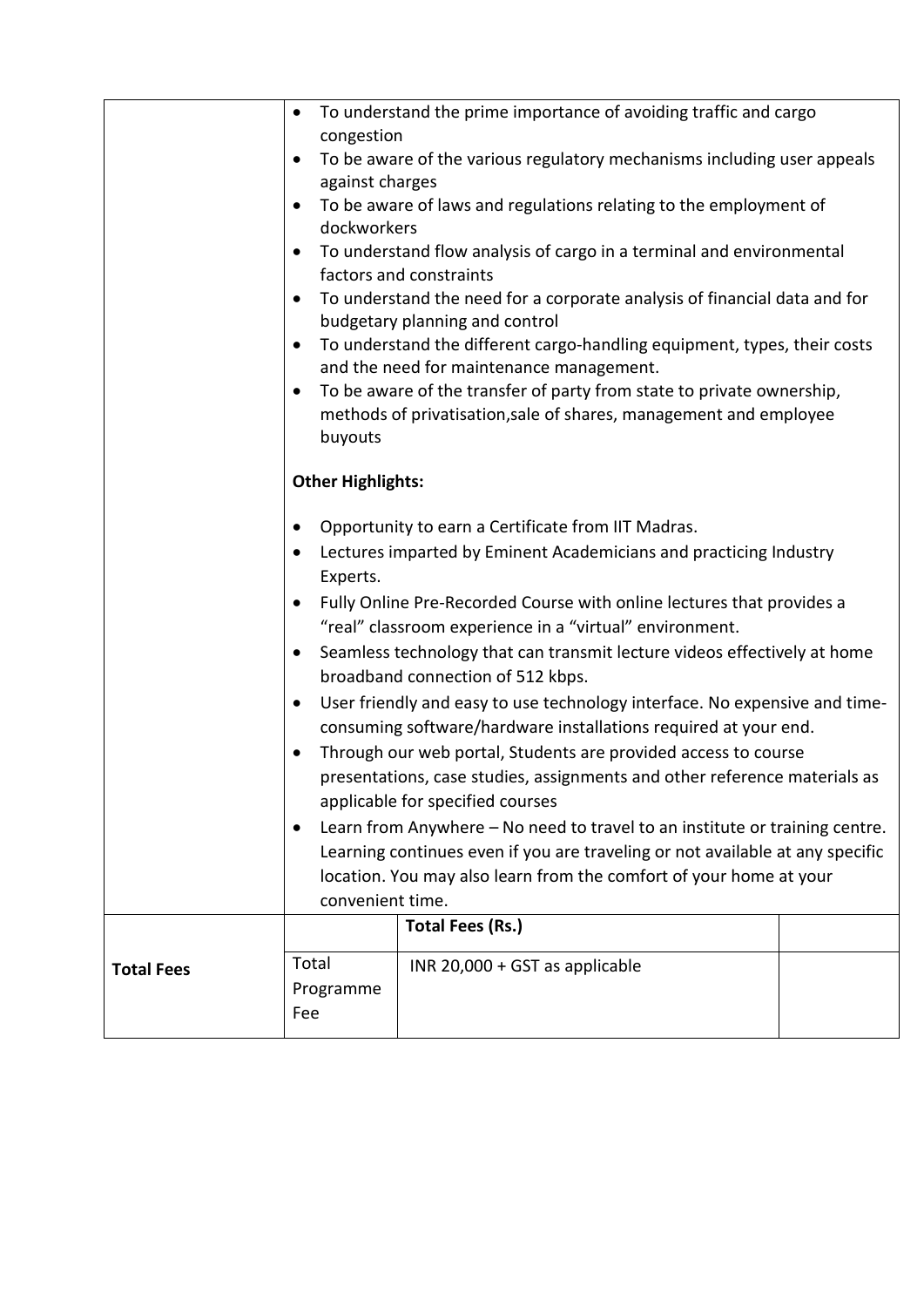- To understand the prime importance of avoiding traffic and cargo congestion
- To be aware of the various regulatory mechanisms including user appeals against charges
- To be aware of laws and regulations relating to the employment of dockworkers
- To understand flow analysis of cargo in a terminal and environmental factors and constraints
- To understand the need for a corporate analysis of financial data and for budgetary planning and control
- To understand the different cargo-handling equipment, types, their costs and the need for maintenance management.
- To be aware of the transfer of party from state to private ownership, methods of privatisation,sale of shares, management and employee buyouts

**Other Highlights:**

- Opportunity to earn a Certificate from IIT Madras.
- Lectures imparted by Eminent Academicians and practicing Industry Experts.
- Fully Online Pre-Recorded Course with online lectures that provides a "real" classroom experience in a "virtual" environment.
- Seamless technology that can transmit lecture videos effectively at home broadband connection of 512 kbps.
- User friendly and easy to use technology interface. No expensive and time-consuming software/hardware installations required at your end.
- Through our web portal, Students are provided access to course presentations, case studies, assignments and other reference materials as applicable for specified courses
- Learn from Anywhere – No need to travel to an institute or training centre. Learning continues even if you are traveling or not available at any specific location. You may also learn from the comfort of your home at your convenient time.

| | | Total Fees (Rs.) | |
|---|---|---|---|
| **Total Fees** | Total Programme Fee | INR 20,000 + GST as applicable | |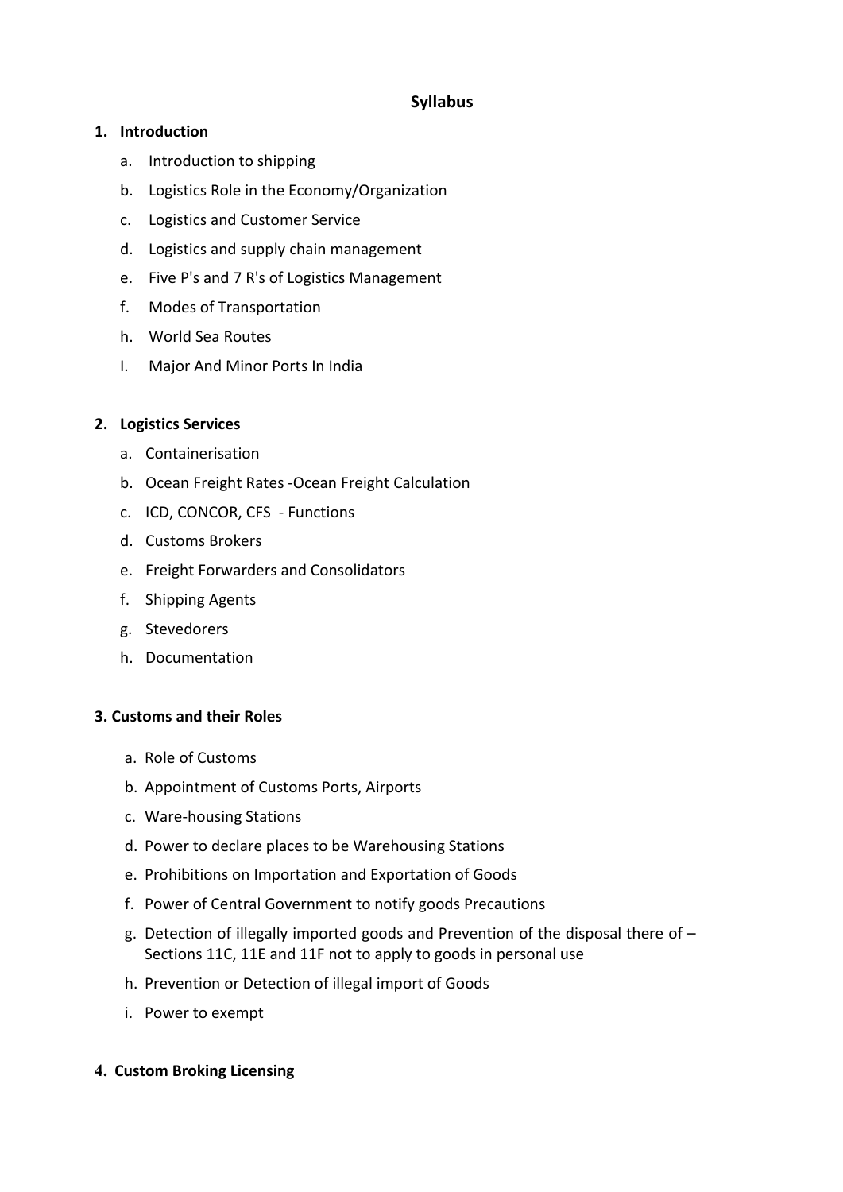# Syllabus

1. **Introduction**
    a. Introduction to shipping
    b. Logistics Role in the Economy/Organization
    c. Logistics and Customer Service
    d. Logistics and supply chain management
    e. Five P's and 7 R's of Logistics Management
    f. Modes of Transportation
    h. World Sea Routes
    I. Major And Minor Ports In India

2. **Logistics Services**
    a. Containerisation
    b. Ocean Freight Rates -Ocean Freight Calculation
    c. ICD, CONCOR, CFS - Functions
    d. Customs Brokers
    e. Freight Forwarders and Consolidators
    f. Shipping Agents
    g. Stevedorers
    h. Documentation

**3. Customs and their Roles**

a. Role of Customs
b. Appointment of Customs Ports, Airports
c. Ware-housing Stations
d. Power to declare places to be Warehousing Stations
e. Prohibitions on Importation and Exportation of Goods
f. Power of Central Government to notify goods Precautions
g. Detection of illegally imported goods and Prevention of the disposal there of – Sections 11C, 11E and 11F not to apply to goods in personal use
h. Prevention or Detection of illegal import of Goods
i. Power to exempt

**4. Custom Broking Licensing**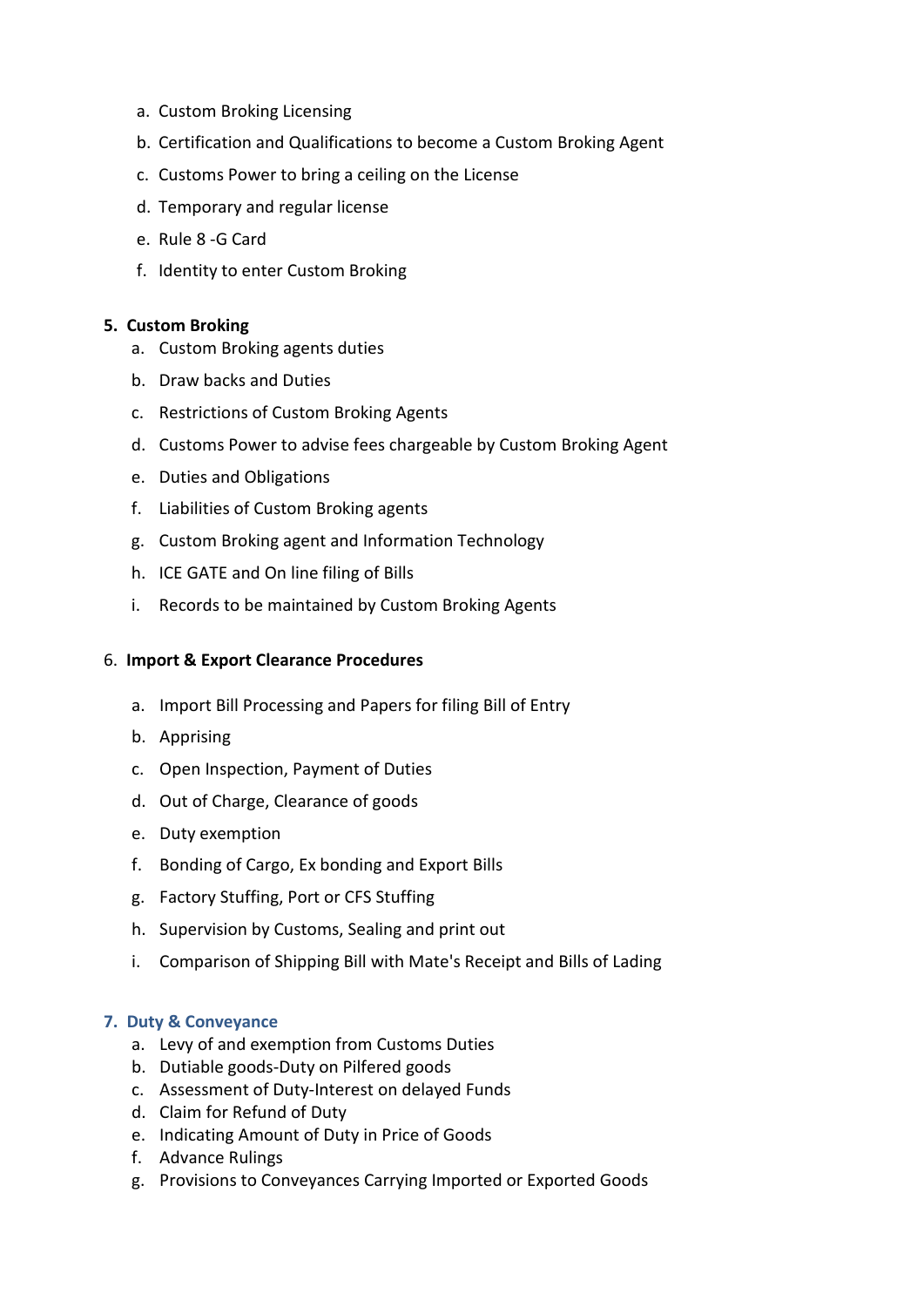a. Custom Broking Licensing
b. Certification and Qualifications to become a Custom Broking Agent
c. Customs Power to bring a ceiling on the License
d. Temporary and regular license
e. Rule 8 -G Card
f. Identity to enter Custom Broking

**5. Custom Broking**

a. Custom Broking agents duties
b. Draw backs and Duties
c. Restrictions of Custom Broking Agents
d. Customs Power to advise fees chargeable by Custom Broking Agent
e. Duties and Obligations
f. Liabilities of Custom Broking agents
g. Custom Broking agent and Information Technology
h. ICE GATE and On line filing of Bills
i. Records to be maintained by Custom Broking Agents

6. **Import & Export Clearance Procedures**

a. Import Bill Processing and Papers for filing Bill of Entry
b. Apprising
c. Open Inspection, Payment of Duties
d. Out of Charge, Clearance of goods
e. Duty exemption
f. Bonding of Cargo, Ex bonding and Export Bills
g. Factory Stuffing, Port or CFS Stuffing
h. Supervision by Customs, Sealing and print out
i. Comparison of Shipping Bill with Mate's Receipt and Bills of Lading

**7. Duty & Conveyance**

a. Levy of and exemption from Customs Duties
b. Dutiable goods-Duty on Pilfered goods
c. Assessment of Duty-Interest on delayed Funds
d. Claim for Refund of Duty
e. Indicating Amount of Duty in Price of Goods
f. Advance Rulings
g. Provisions to Conveyances Carrying Imported or Exported Goods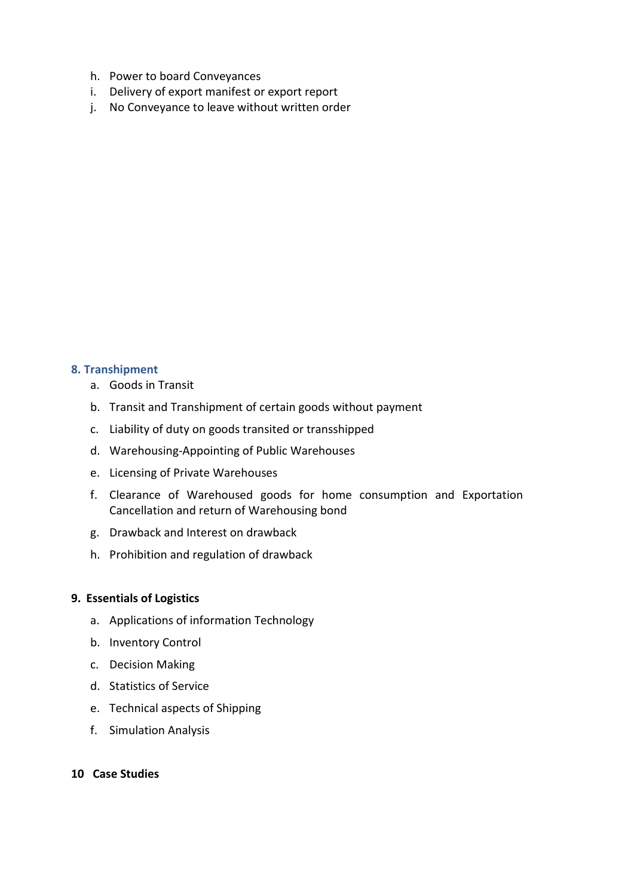h. Power to board Conveyances
i. Delivery of export manifest or export report
j. No Conveyance to leave without written order

## 8. Transhipment

a. Goods in Transit
b. Transit and Transhipment of certain goods without payment
c. Liability of duty on goods transited or transshipped
d. Warehousing-Appointing of Public Warehouses
e. Licensing of Private Warehouses
f. Clearance of Warehoused goods for home consumption and Exportation Cancellation and return of Warehousing bond
g. Drawback and Interest on drawback
h. Prohibition and regulation of drawback

## 9. Essentials of Logistics

a. Applications of information Technology
b. Inventory Control
c. Decision Making
d. Statistics of Service
e. Technical aspects of Shipping
f. Simulation Analysis

## 10 Case Studies